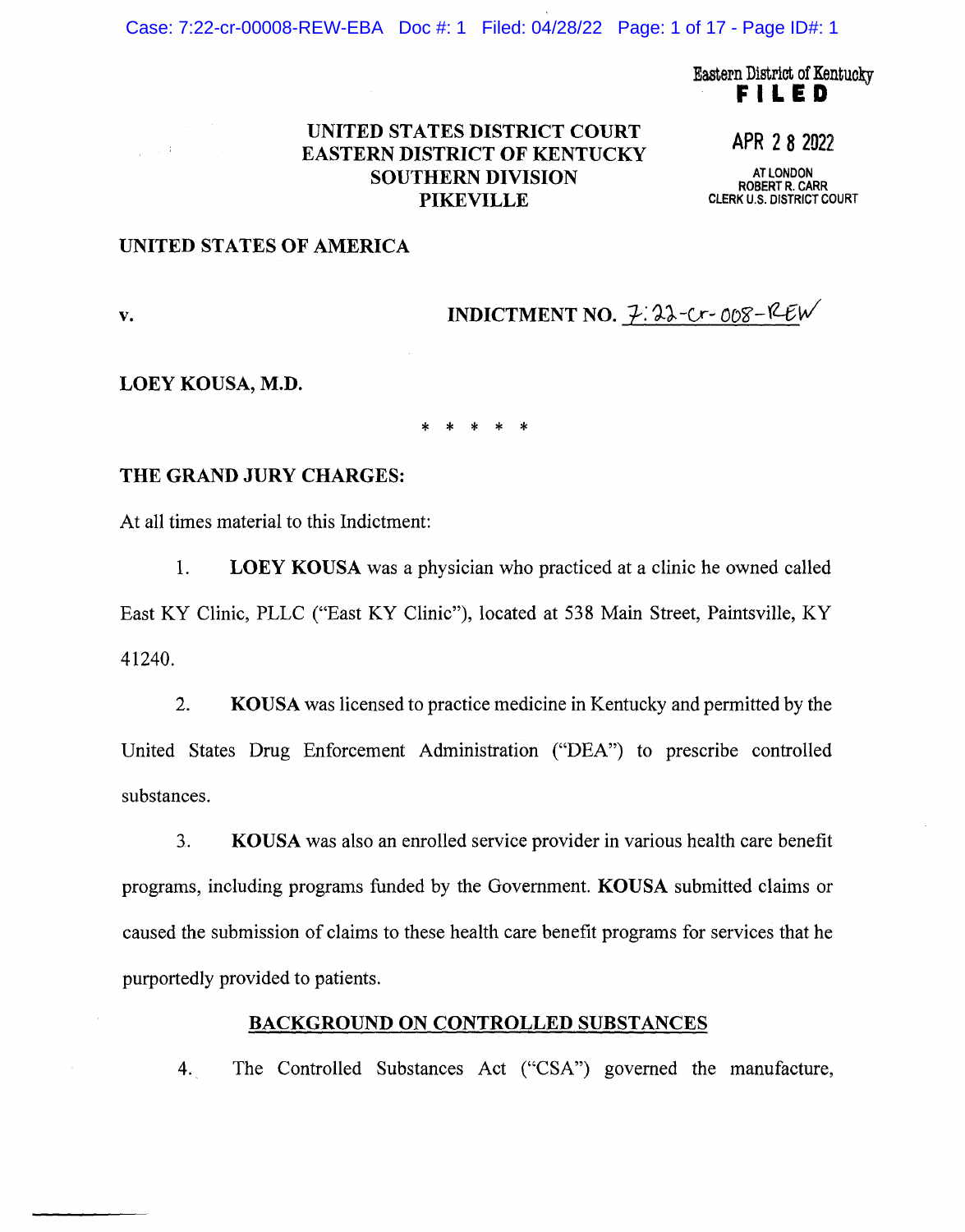Eastern District of Kentucky
**FILED**

APR 2 8 2022

AT LONDON
ROBERT R. CARR
CLERK U.S. DISTRICT COURT

**UNITED STATES DISTRICT COURT**
**EASTERN DISTRICT OF KENTUCKY**
**SOUTHERN DIVISION**
**PIKEVILLE**

**UNITED STATES OF AMERICA**

**v.** **INDICTMENT NO.** 7:22-cr-008-REW

**LOEY KOUSA, M.D.**

\* \* \* \* \*

**THE GRAND JURY CHARGES:**

At all times material to this Indictment:

1. **LOEY KOUSA** was a physician who practiced at a clinic he owned called East KY Clinic, PLLC ("East KY Clinic"), located at 538 Main Street, Paintsville, KY 41240.

2. **KOUSA** was licensed to practice medicine in Kentucky and permitted by the United States Drug Enforcement Administration ("DEA") to prescribe controlled substances.

3. **KOUSA** was also an enrolled service provider in various health care benefit programs, including programs funded by the Government. **KOUSA** submitted claims or caused the submission of claims to these health care benefit programs for services that he purportedly provided to patients.

**BACKGROUND ON CONTROLLED SUBSTANCES**

4. The Controlled Substances Act ("CSA") governed the manufacture,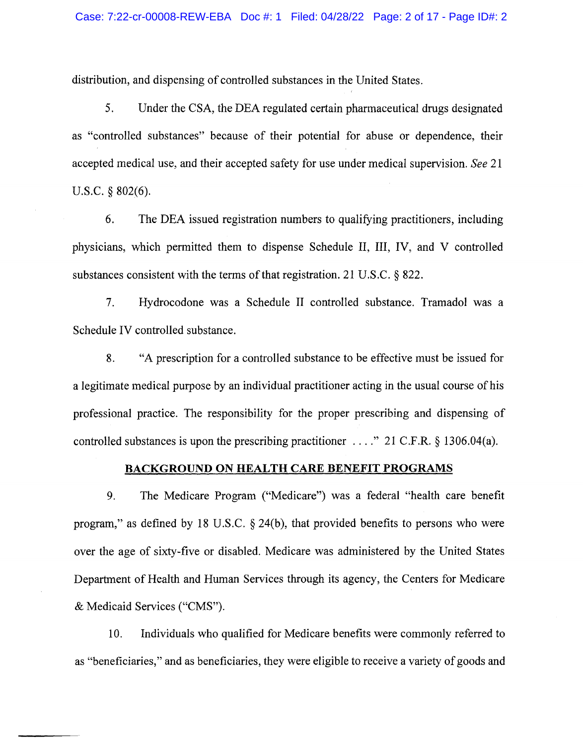distribution, and dispensing of controlled substances in the United States.

5. Under the CSA, the DEA regulated certain pharmaceutical drugs designated as "controlled substances" because of their potential for abuse or dependence, their accepted medical use, and their accepted safety for use under medical supervision. *See* 21 U.S.C. § 802(6).

6. The DEA issued registration numbers to qualifying practitioners, including physicians, which permitted them to dispense Schedule II, III, IV, and V controlled substances consistent with the terms of that registration. 21 U.S.C. § 822.

7. Hydrocodone was a Schedule II controlled substance. Tramadol was a Schedule IV controlled substance.

8. "A prescription for a controlled substance to be effective must be issued for a legitimate medical purpose by an individual practitioner acting in the usual course of his professional practice. The responsibility for the proper prescribing and dispensing of controlled substances is upon the prescribing practitioner . . . ." 21 C.F.R. § 1306.04(a).

## BACKGROUND ON HEALTH CARE BENEFIT PROGRAMS

9. The Medicare Program ("Medicare") was a federal "health care benefit program," as defined by 18 U.S.C. § 24(b), that provided benefits to persons who were over the age of sixty-five or disabled. Medicare was administered by the United States Department of Health and Human Services through its agency, the Centers for Medicare & Medicaid Services ("CMS").

10. Individuals who qualified for Medicare benefits were commonly referred to as "beneficiaries," and as beneficiaries, they were eligible to receive a variety of goods and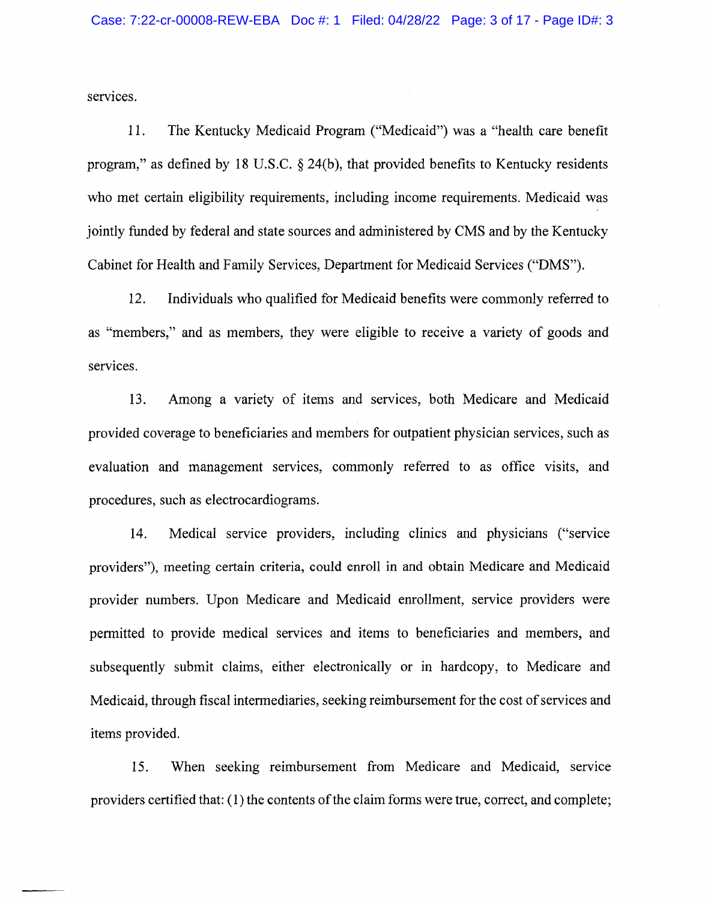services.

11. The Kentucky Medicaid Program ("Medicaid") was a "health care benefit program," as defined by 18 U.S.C. § 24(b), that provided benefits to Kentucky residents who met certain eligibility requirements, including income requirements. Medicaid was jointly funded by federal and state sources and administered by CMS and by the Kentucky Cabinet for Health and Family Services, Department for Medicaid Services ("DMS").

12. Individuals who qualified for Medicaid benefits were commonly referred to as "members," and as members, they were eligible to receive a variety of goods and services.

13. Among a variety of items and services, both Medicare and Medicaid provided coverage to beneficiaries and members for outpatient physician services, such as evaluation and management services, commonly referred to as office visits, and procedures, such as electrocardiograms.

14. Medical service providers, including clinics and physicians ("service providers"), meeting certain criteria, could enroll in and obtain Medicare and Medicaid provider numbers. Upon Medicare and Medicaid enrollment, service providers were permitted to provide medical services and items to beneficiaries and members, and subsequently submit claims, either electronically or in hardcopy, to Medicare and Medicaid, through fiscal intermediaries, seeking reimbursement for the cost of services and items provided.

15. When seeking reimbursement from Medicare and Medicaid, service providers certified that: (1) the contents of the claim forms were true, correct, and complete;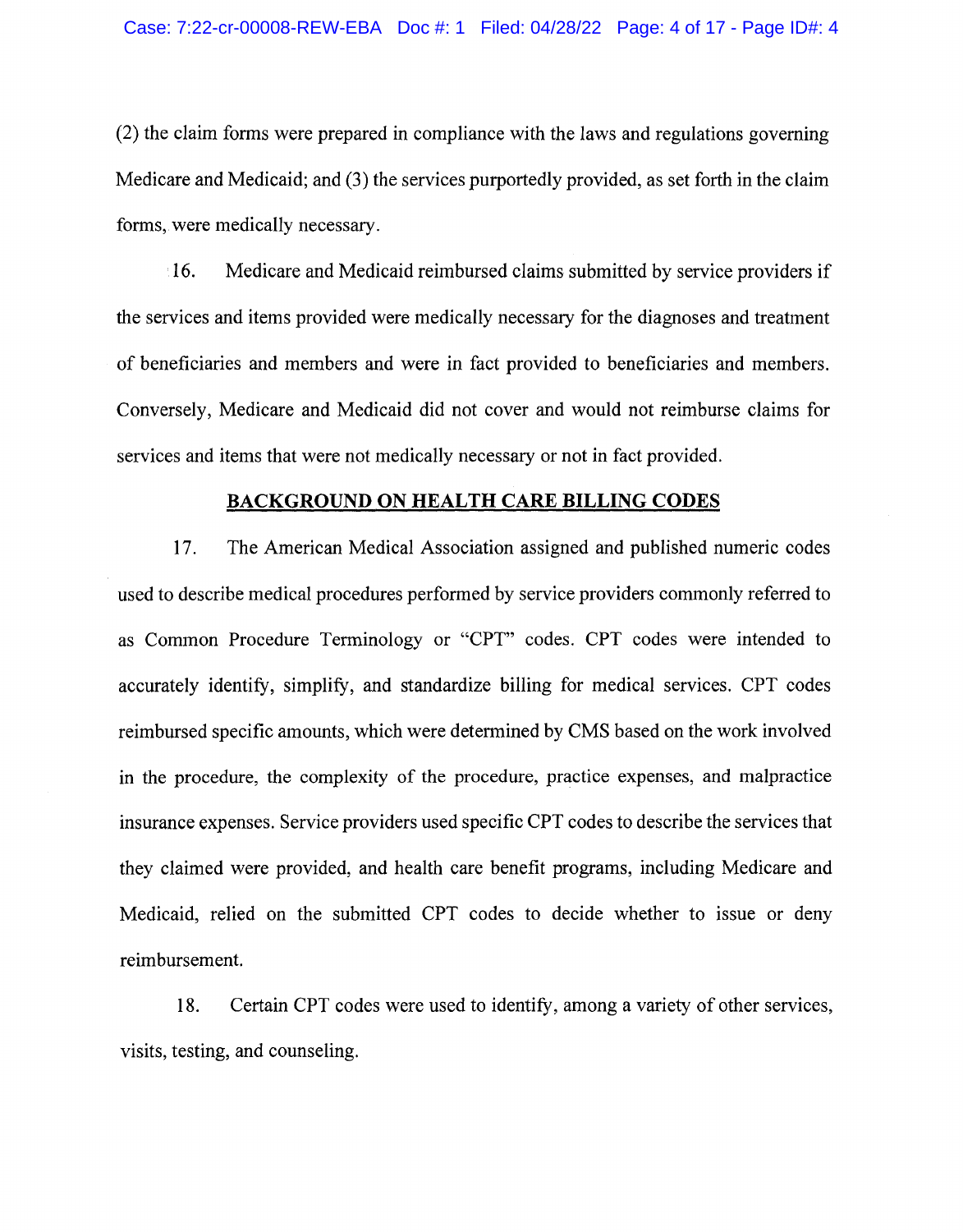(2) the claim forms were prepared in compliance with the laws and regulations governing Medicare and Medicaid; and (3) the services purportedly provided, as set forth in the claim forms, were medically necessary.

16. Medicare and Medicaid reimbursed claims submitted by service providers if the services and items provided were medically necessary for the diagnoses and treatment of beneficiaries and members and were in fact provided to beneficiaries and members. Conversely, Medicare and Medicaid did not cover and would not reimburse claims for services and items that were not medically necessary or not in fact provided.

## BACKGROUND ON HEALTH CARE BILLING CODES

17. The American Medical Association assigned and published numeric codes used to describe medical procedures performed by service providers commonly referred to as Common Procedure Terminology or "CPT" codes. CPT codes were intended to accurately identify, simplify, and standardize billing for medical services. CPT codes reimbursed specific amounts, which were determined by CMS based on the work involved in the procedure, the complexity of the procedure, practice expenses, and malpractice insurance expenses. Service providers used specific CPT codes to describe the services that they claimed were provided, and health care benefit programs, including Medicare and Medicaid, relied on the submitted CPT codes to decide whether to issue or deny reimbursement.

18. Certain CPT codes were used to identify, among a variety of other services, visits, testing, and counseling.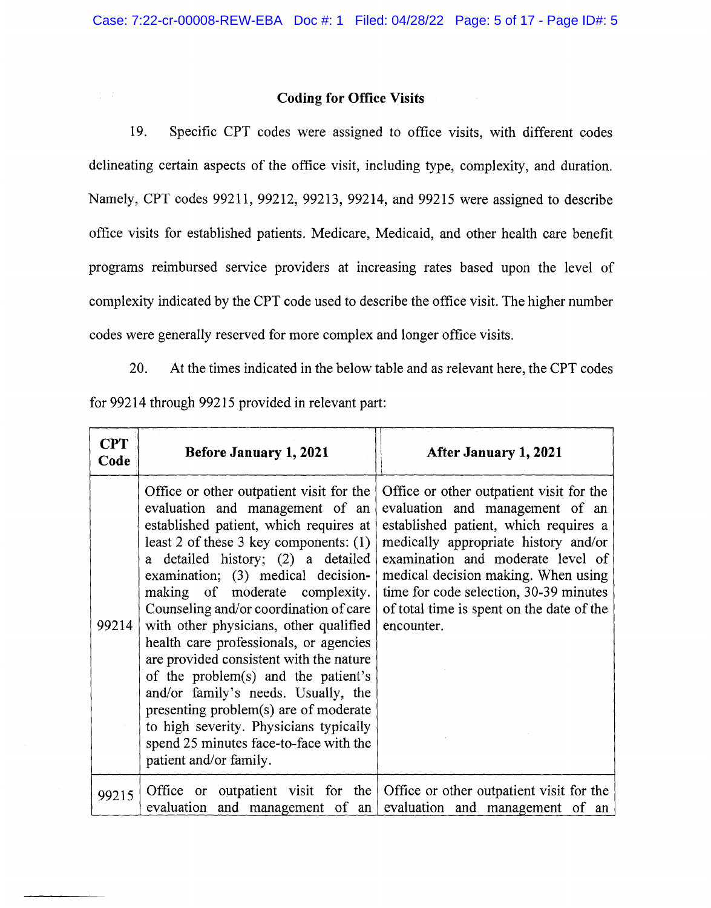## Coding for Office Visits

19. Specific CPT codes were assigned to office visits, with different codes delineating certain aspects of the office visit, including type, complexity, and duration. Namely, CPT codes 99211, 99212, 99213, 99214, and 99215 were assigned to describe office visits for established patients. Medicare, Medicaid, and other health care benefit programs reimbursed service providers at increasing rates based upon the level of complexity indicated by the CPT code used to describe the office visit. The higher number codes were generally reserved for more complex and longer office visits.

20. At the times indicated in the below table and as relevant here, the CPT codes for 99214 through 99215 provided in relevant part:

| CPT Code | Before January 1, 2021 | After January 1, 2021 |
|---|---|---|
| 99214 | Office or other outpatient visit for the evaluation and management of an established patient, which requires at least 2 of these 3 key components: (1) a detailed history; (2) a detailed examination; (3) medical decision-making of moderate complexity. Counseling and/or coordination of care with other physicians, other qualified health care professionals, or agencies are provided consistent with the nature of the problem(s) and the patient's and/or family's needs. Usually, the presenting problem(s) are of moderate to high severity. Physicians typically spend 25 minutes face-to-face with the patient and/or family. | Office or other outpatient visit for the evaluation and management of an established patient, which requires a medically appropriate history and/or examination and moderate level of medical decision making. When using time for code selection, 30-39 minutes of total time is spent on the date of the encounter. |
| 99215 | Office or outpatient visit for the evaluation and management of an | Office or other outpatient visit for the evaluation and management of an |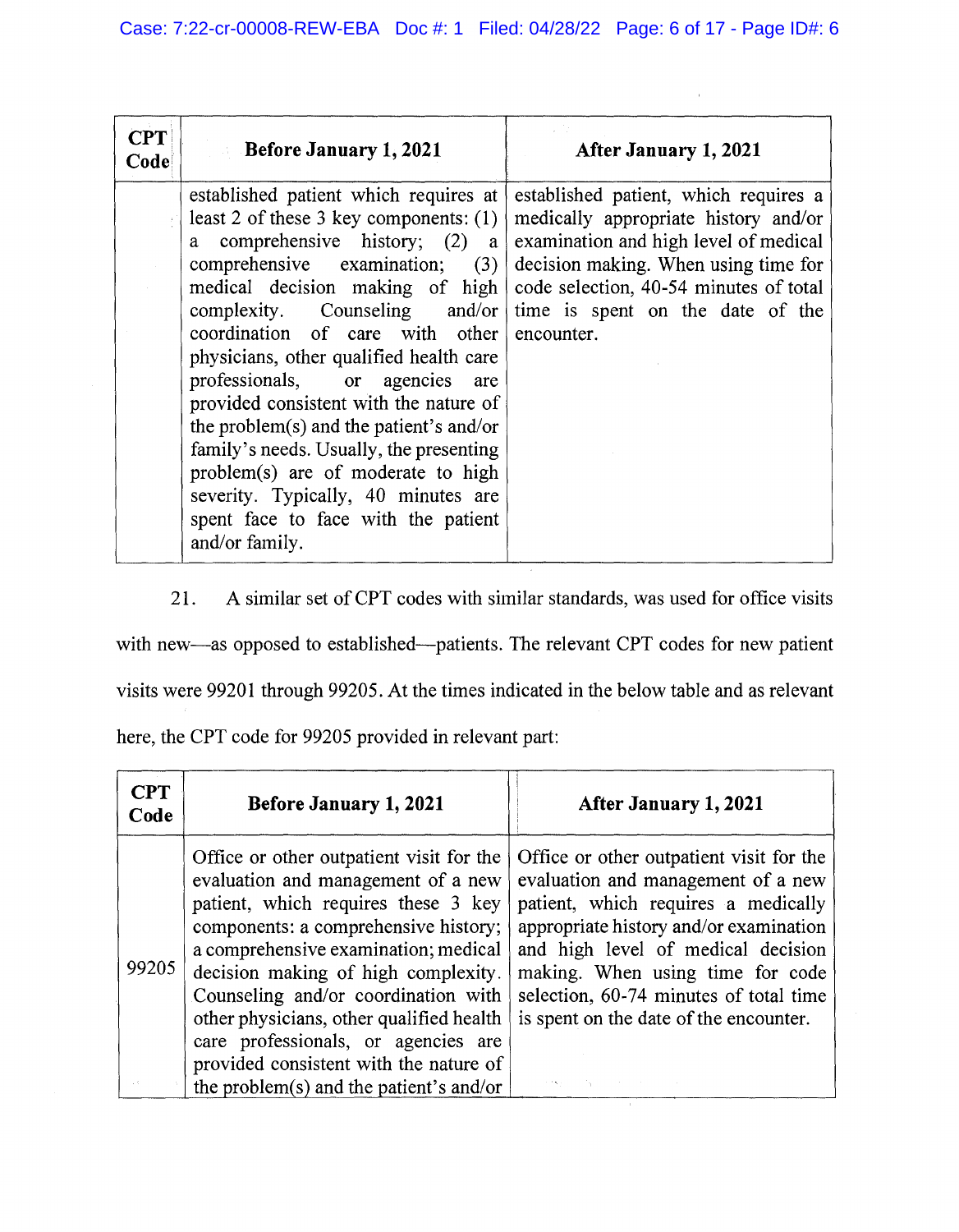| CPT Code | Before January 1, 2021 | After January 1, 2021 |
|---|---|---|
| | established patient which requires at least 2 of these 3 key components: (1) a comprehensive history; (2) a comprehensive examination; (3) medical decision making of high complexity. Counseling and/or coordination of care with other physicians, other qualified health care professionals, or agencies are provided consistent with the nature of the problem(s) and the patient's and/or family's needs. Usually, the presenting problem(s) are of moderate to high severity. Typically, 40 minutes are spent face to face with the patient and/or family. | established patient, which requires a medically appropriate history and/or examination and high level of medical decision making. When using time for code selection, 40-54 minutes of total time is spent on the date of the encounter. |

21. A similar set of CPT codes with similar standards, was used for office visits with new—as opposed to established—patients. The relevant CPT codes for new patient visits were 99201 through 99205. At the times indicated in the below table and as relevant here, the CPT code for 99205 provided in relevant part:

| CPT Code | Before January 1, 2021 | After January 1, 2021 |
|---|---|---|
| 99205 | Office or other outpatient visit for the evaluation and management of a new patient, which requires these 3 key components: a comprehensive history; a comprehensive examination; medical decision making of high complexity. Counseling and/or coordination with other physicians, other qualified health care professionals, or agencies are provided consistent with the nature of the problem(s) and the patient's and/or | Office or other outpatient visit for the evaluation and management of a new patient, which requires a medically appropriate history and/or examination and high level of medical decision making. When using time for code selection, 60-74 minutes of total time is spent on the date of the encounter. |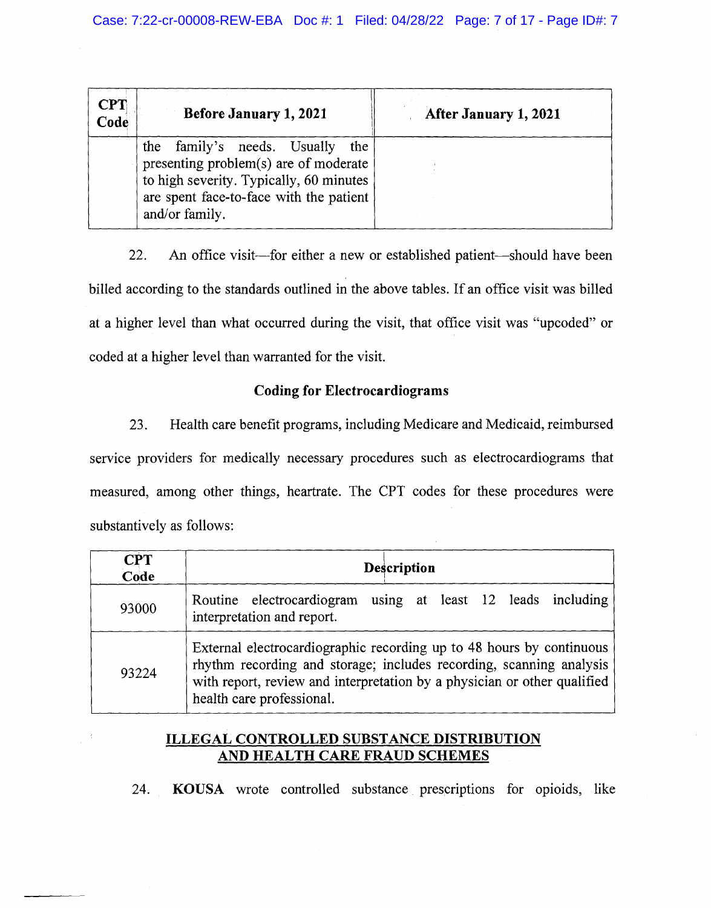| CPT Code | Before January 1, 2021 | After January 1, 2021 |
|---|---|---|
| | the family's needs. Usually the presenting problem(s) are of moderate to high severity. Typically, 60 minutes are spent face-to-face with the patient and/or family. | |

22. An office visit—for either a new or established patient—should have been billed according to the standards outlined in the above tables. If an office visit was billed at a higher level than what occurred during the visit, that office visit was "upcoded" or coded at a higher level than warranted for the visit.

### Coding for Electrocardiograms

23. Health care benefit programs, including Medicare and Medicaid, reimbursed service providers for medically necessary procedures such as electrocardiograms that measured, among other things, heartrate. The CPT codes for these procedures were substantively as follows:

| CPT Code | Description |
|---|---|
| 93000 | Routine electrocardiogram using at least 12 leads including interpretation and report. |
| 93224 | External electrocardiographic recording up to 48 hours by continuous rhythm recording and storage; includes recording, scanning analysis with report, review and interpretation by a physician or other qualified health care professional. |

## ILLEGAL CONTROLLED SUBSTANCE DISTRIBUTION AND HEALTH CARE FRAUD SCHEMES

24. **KOUSA** wrote controlled substance prescriptions for opioids, like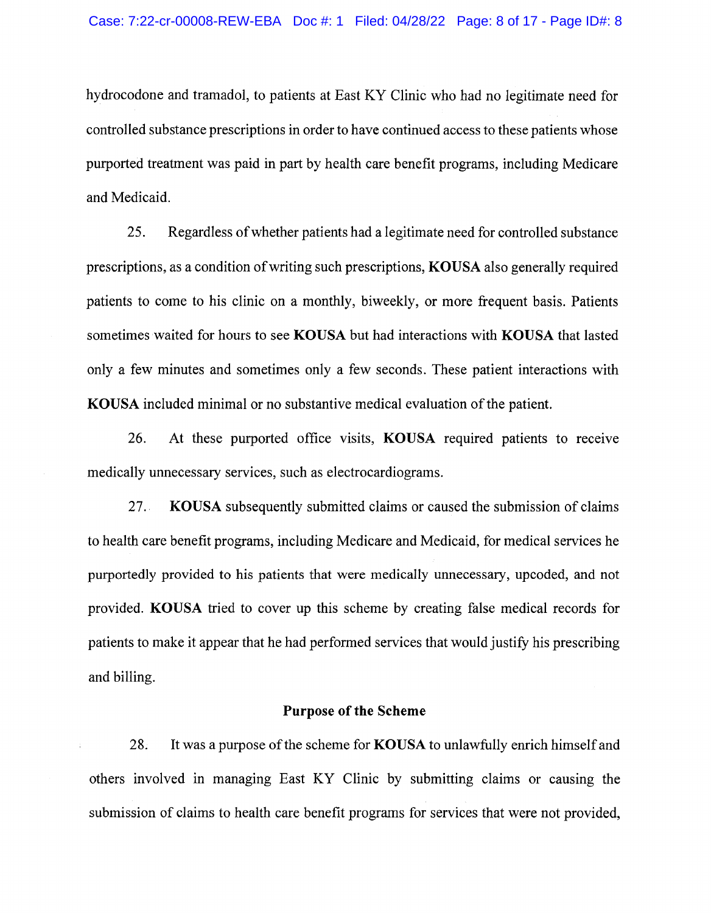hydrocodone and tramadol, to patients at East KY Clinic who had no legitimate need for controlled substance prescriptions in order to have continued access to these patients whose purported treatment was paid in part by health care benefit programs, including Medicare and Medicaid.

25. Regardless of whether patients had a legitimate need for controlled substance prescriptions, as a condition of writing such prescriptions, **KOUSA** also generally required patients to come to his clinic on a monthly, biweekly, or more frequent basis. Patients sometimes waited for hours to see **KOUSA** but had interactions with **KOUSA** that lasted only a few minutes and sometimes only a few seconds. These patient interactions with **KOUSA** included minimal or no substantive medical evaluation of the patient.

26. At these purported office visits, **KOUSA** required patients to receive medically unnecessary services, such as electrocardiograms.

27. **KOUSA** subsequently submitted claims or caused the submission of claims to health care benefit programs, including Medicare and Medicaid, for medical services he purportedly provided to his patients that were medically unnecessary, upcoded, and not provided. **KOUSA** tried to cover up this scheme by creating false medical records for patients to make it appear that he had performed services that would justify his prescribing and billing.

**Purpose of the Scheme**

28. It was a purpose of the scheme for **KOUSA** to unlawfully enrich himself and others involved in managing East KY Clinic by submitting claims or causing the submission of claims to health care benefit programs for services that were not provided,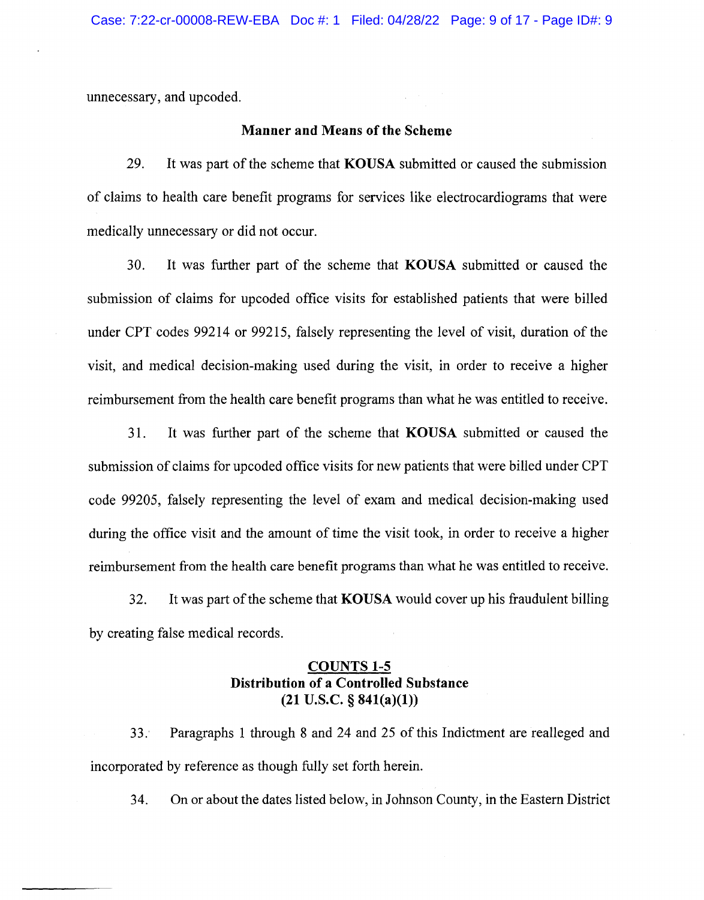unnecessary, and upcoded.

**Manner and Means of the Scheme**

29. It was part of the scheme that **KOUSA** submitted or caused the submission of claims to health care benefit programs for services like electrocardiograms that were medically unnecessary or did not occur.

30. It was further part of the scheme that **KOUSA** submitted or caused the submission of claims for upcoded office visits for established patients that were billed under CPT codes 99214 or 99215, falsely representing the level of visit, duration of the visit, and medical decision-making used during the visit, in order to receive a higher reimbursement from the health care benefit programs than what he was entitled to receive.

31. It was further part of the scheme that **KOUSA** submitted or caused the submission of claims for upcoded office visits for new patients that were billed under CPT code 99205, falsely representing the level of exam and medical decision-making used during the office visit and the amount of time the visit took, in order to receive a higher reimbursement from the health care benefit programs than what he was entitled to receive.

32. It was part of the scheme that **KOUSA** would cover up his fraudulent billing by creating false medical records.

**<u>COUNTS 1-5</u>**
**Distribution of a Controlled Substance**
**(21 U.S.C. § 841(a)(1))**

33. Paragraphs 1 through 8 and 24 and 25 of this Indictment are realleged and incorporated by reference as though fully set forth herein.

34. On or about the dates listed below, in Johnson County, in the Eastern District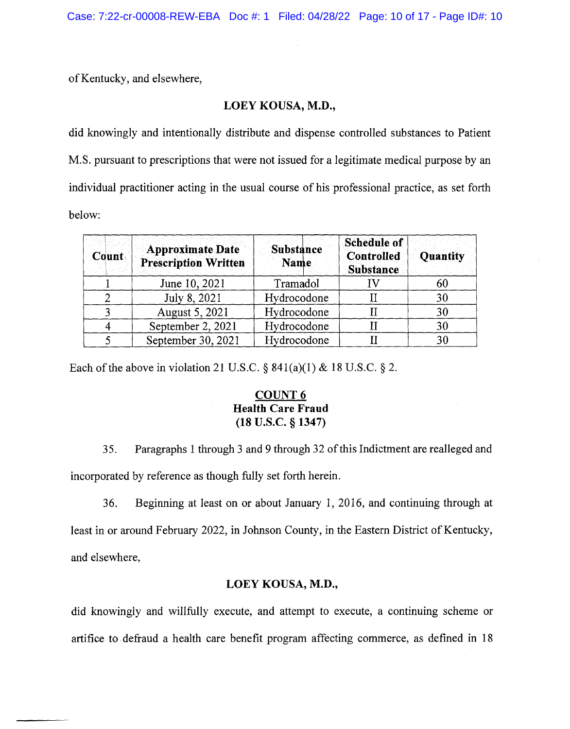of Kentucky, and elsewhere,

**LOEY KOUSA, M.D.,**

did knowingly and intentionally distribute and dispense controlled substances to Patient M.S. pursuant to prescriptions that were not issued for a legitimate medical purpose by an individual practitioner acting in the usual course of his professional practice, as set forth below:

| Count | Approximate Date Prescription Written | Substance Name | Schedule of Controlled Substance | Quantity |
|---|---|---|---|---|
| 1 | June 10, 2021 | Tramadol | IV | 60 |
| 2 | July 8, 2021 | Hydrocodone | II | 30 |
| 3 | August 5, 2021 | Hydrocodone | II | 30 |
| 4 | September 2, 2021 | Hydrocodone | II | 30 |
| 5 | September 30, 2021 | Hydrocodone | II | 30 |

Each of the above in violation 21 U.S.C. § 841(a)(1) & 18 U.S.C. § 2.

**COUNT 6**
**Health Care Fraud**
**(18 U.S.C. § 1347)**

35. Paragraphs 1 through 3 and 9 through 32 of this Indictment are realleged and incorporated by reference as though fully set forth herein.

36. Beginning at least on or about January 1, 2016, and continuing through at least in or around February 2022, in Johnson County, in the Eastern District of Kentucky, and elsewhere,

**LOEY KOUSA, M.D.,**

did knowingly and willfully execute, and attempt to execute, a continuing scheme or artifice to defraud a health care benefit program affecting commerce, as defined in 18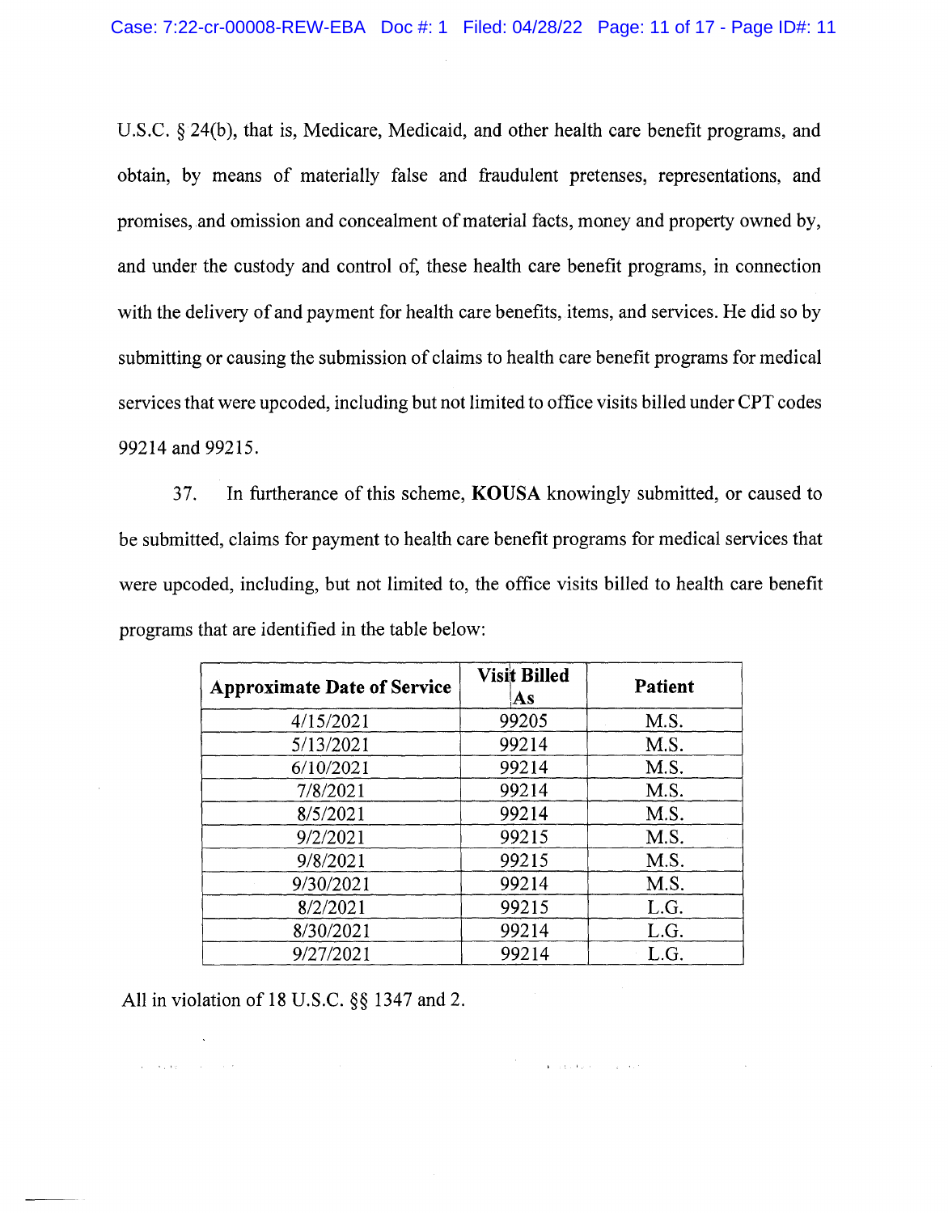U.S.C. § 24(b), that is, Medicare, Medicaid, and other health care benefit programs, and obtain, by means of materially false and fraudulent pretenses, representations, and promises, and omission and concealment of material facts, money and property owned by, and under the custody and control of, these health care benefit programs, in connection with the delivery of and payment for health care benefits, items, and services. He did so by submitting or causing the submission of claims to health care benefit programs for medical services that were upcoded, including but not limited to office visits billed under CPT codes 99214 and 99215.

37. In furtherance of this scheme, **KOUSA** knowingly submitted, or caused to be submitted, claims for payment to health care benefit programs for medical services that were upcoded, including, but not limited to, the office visits billed to health care benefit programs that are identified in the table below:

| Approximate Date of Service | Visit Billed As | Patient |
|---|---|---|
| 4/15/2021 | 99205 | M.S. |
| 5/13/2021 | 99214 | M.S. |
| 6/10/2021 | 99214 | M.S. |
| 7/8/2021 | 99214 | M.S. |
| 8/5/2021 | 99214 | M.S. |
| 9/2/2021 | 99215 | M.S. |
| 9/8/2021 | 99215 | M.S. |
| 9/30/2021 | 99214 | M.S. |
| 8/2/2021 | 99215 | L.G. |
| 8/30/2021 | 99214 | L.G. |
| 9/27/2021 | 99214 | L.G. |

All in violation of 18 U.S.C. §§ 1347 and 2.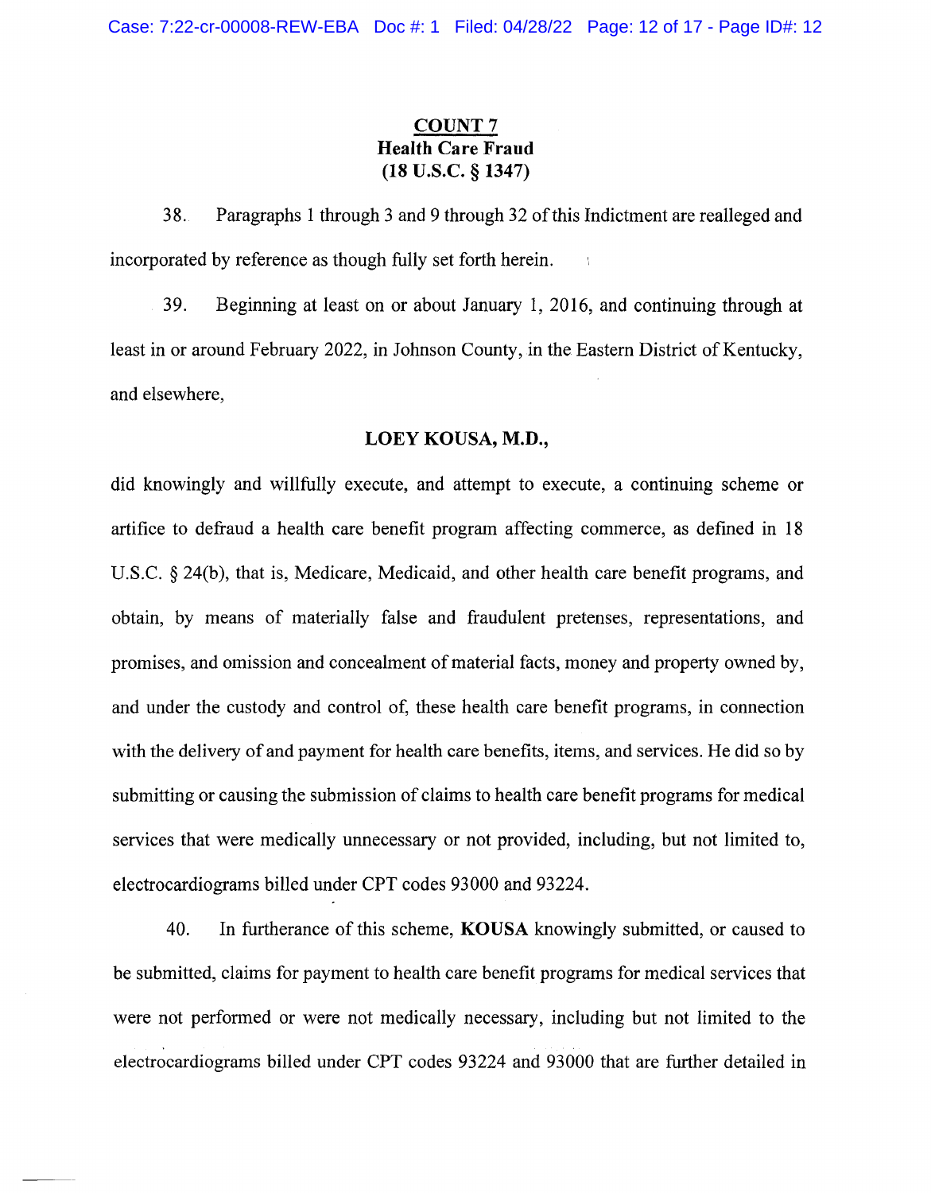**COUNT 7**
**Health Care Fraud**
**(18 U.S.C. § 1347)**

38. Paragraphs 1 through 3 and 9 through 32 of this Indictment are realleged and incorporated by reference as though fully set forth herein.

39. Beginning at least on or about January 1, 2016, and continuing through at least in or around February 2022, in Johnson County, in the Eastern District of Kentucky, and elsewhere,

**LOEY KOUSA, M.D.,**

did knowingly and willfully execute, and attempt to execute, a continuing scheme or artifice to defraud a health care benefit program affecting commerce, as defined in 18 U.S.C. § 24(b), that is, Medicare, Medicaid, and other health care benefit programs, and obtain, by means of materially false and fraudulent pretenses, representations, and promises, and omission and concealment of material facts, money and property owned by, and under the custody and control of, these health care benefit programs, in connection with the delivery of and payment for health care benefits, items, and services. He did so by submitting or causing the submission of claims to health care benefit programs for medical services that were medically unnecessary or not provided, including, but not limited to, electrocardiograms billed under CPT codes 93000 and 93224.

40. In furtherance of this scheme, **KOUSA** knowingly submitted, or caused to be submitted, claims for payment to health care benefit programs for medical services that were not performed or were not medically necessary, including but not limited to the electrocardiograms billed under CPT codes 93224 and 93000 that are further detailed in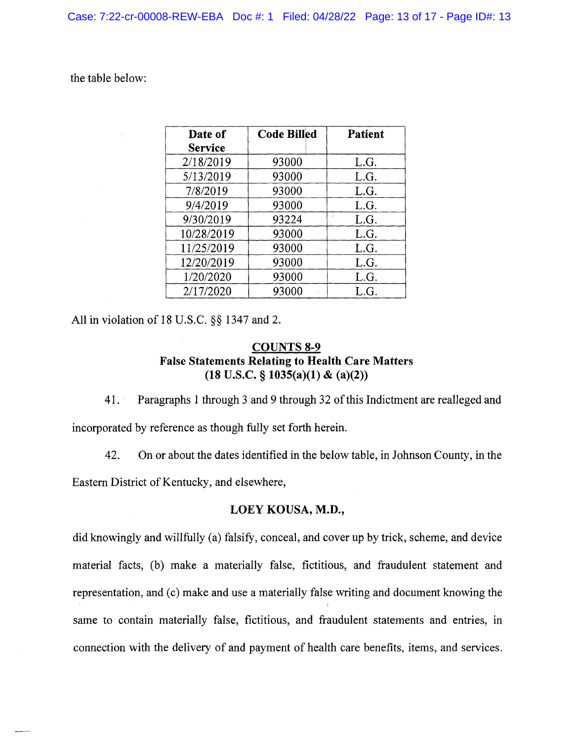the table below:

| Date of Service | Code Billed | Patient |
|---|---|---|
| 2/18/2019 | 93000 | L.G. |
| 5/13/2019 | 93000 | L.G. |
| 7/8/2019 | 93000 | L.G. |
| 9/4/2019 | 93000 | L.G. |
| 9/30/2019 | 93224 | L.G. |
| 10/28/2019 | 93000 | L.G. |
| 11/25/2019 | 93000 | L.G. |
| 12/20/2019 | 93000 | L.G. |
| 1/20/2020 | 93000 | L.G. |
| 2/17/2020 | 93000 | L.G. |

All in violation of 18 U.S.C. §§ 1347 and 2.

**COUNTS 8-9**
**False Statements Relating to Health Care Matters**
**(18 U.S.C. § 1035(a)(1) & (a)(2))**

41. Paragraphs 1 through 3 and 9 through 32 of this Indictment are realleged and incorporated by reference as though fully set forth herein.

42. On or about the dates identified in the below table, in Johnson County, in the Eastern District of Kentucky, and elsewhere,

**LOEY KOUSA, M.D.,**

did knowingly and willfully (a) falsify, conceal, and cover up by trick, scheme, and device material facts, (b) make a materially false, fictitious, and fraudulent statement and representation, and (c) make and use a materially false writing and document knowing the same to contain materially false, fictitious, and fraudulent statements and entries, in connection with the delivery of and payment of health care benefits, items, and services.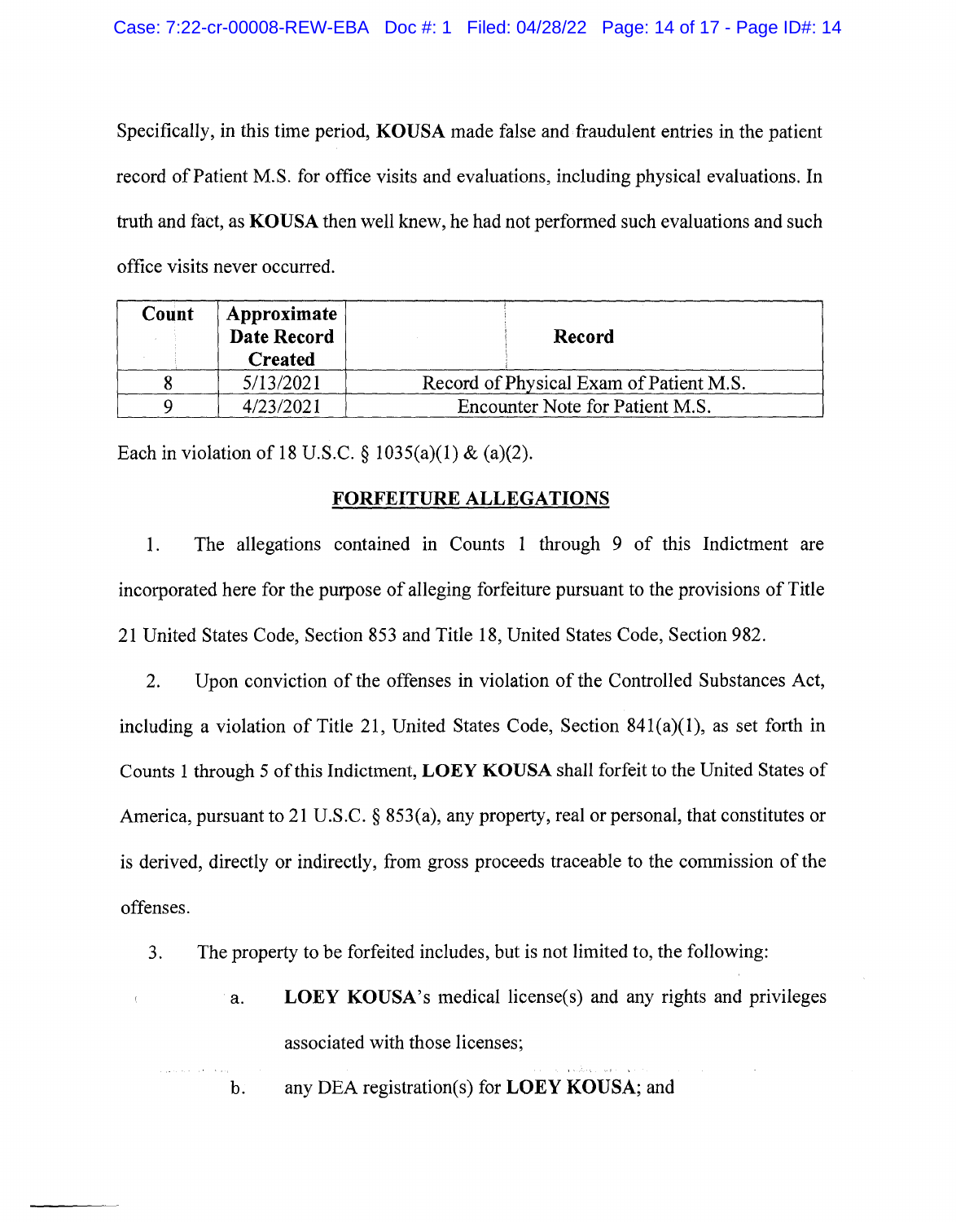Specifically, in this time period, **KOUSA** made false and fraudulent entries in the patient record of Patient M.S. for office visits and evaluations, including physical evaluations. In truth and fact, as **KOUSA** then well knew, he had not performed such evaluations and such office visits never occurred.

| Count | Approximate Date Record Created | Record |
|---|---|---|
| 8 | 5/13/2021 | Record of Physical Exam of Patient M.S. |
| 9 | 4/23/2021 | Encounter Note for Patient M.S. |

Each in violation of 18 U.S.C. § 1035(a)(1) & (a)(2).

## FORFEITURE ALLEGATIONS

1. The allegations contained in Counts 1 through 9 of this Indictment are incorporated here for the purpose of alleging forfeiture pursuant to the provisions of Title 21 United States Code, Section 853 and Title 18, United States Code, Section 982.

2. Upon conviction of the offenses in violation of the Controlled Substances Act, including a violation of Title 21, United States Code, Section 841(a)(1), as set forth in Counts 1 through 5 of this Indictment, **LOEY KOUSA** shall forfeit to the United States of America, pursuant to 21 U.S.C. § 853(a), any property, real or personal, that constitutes or is derived, directly or indirectly, from gross proceeds traceable to the commission of the offenses.

3. The property to be forfeited includes, but is not limited to, the following:

   a. **LOEY KOUSA**'s medical license(s) and any rights and privileges associated with those licenses;

   b. any DEA registration(s) for **LOEY KOUSA**; and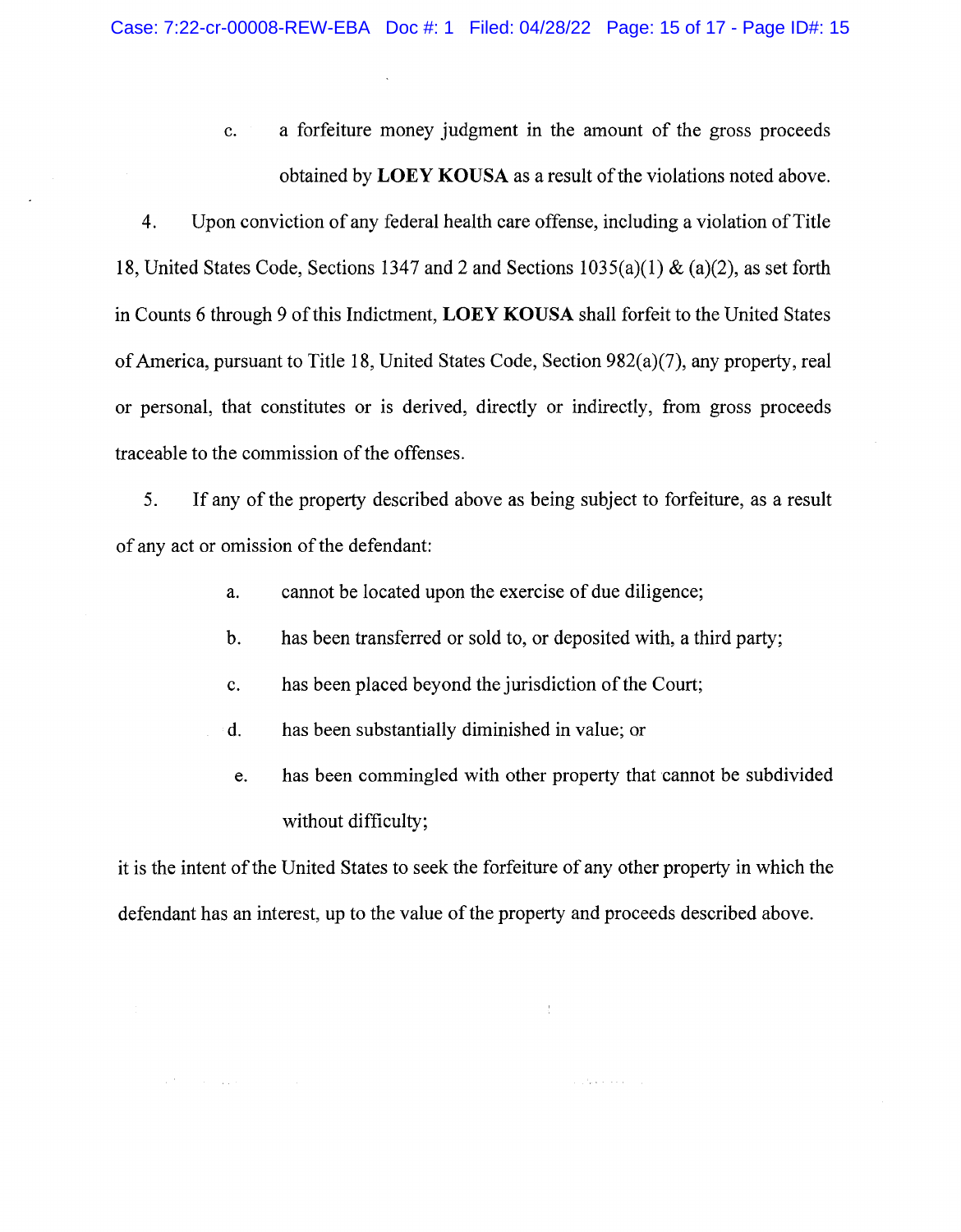c. a forfeiture money judgment in the amount of the gross proceeds obtained by **LOEY KOUSA** as a result of the violations noted above.

4. Upon conviction of any federal health care offense, including a violation of Title 18, United States Code, Sections 1347 and 2 and Sections 1035(a)(1) & (a)(2), as set forth in Counts 6 through 9 of this Indictment, **LOEY KOUSA** shall forfeit to the United States of America, pursuant to Title 18, United States Code, Section 982(a)(7), any property, real or personal, that constitutes or is derived, directly or indirectly, from gross proceeds traceable to the commission of the offenses.

5. If any of the property described above as being subject to forfeiture, as a result of any act or omission of the defendant:

a. cannot be located upon the exercise of due diligence;

b. has been transferred or sold to, or deposited with, a third party;

c. has been placed beyond the jurisdiction of the Court;

d. has been substantially diminished in value; or

e. has been commingled with other property that cannot be subdivided without difficulty;

it is the intent of the United States to seek the forfeiture of any other property in which the defendant has an interest, up to the value of the property and proceeds described above.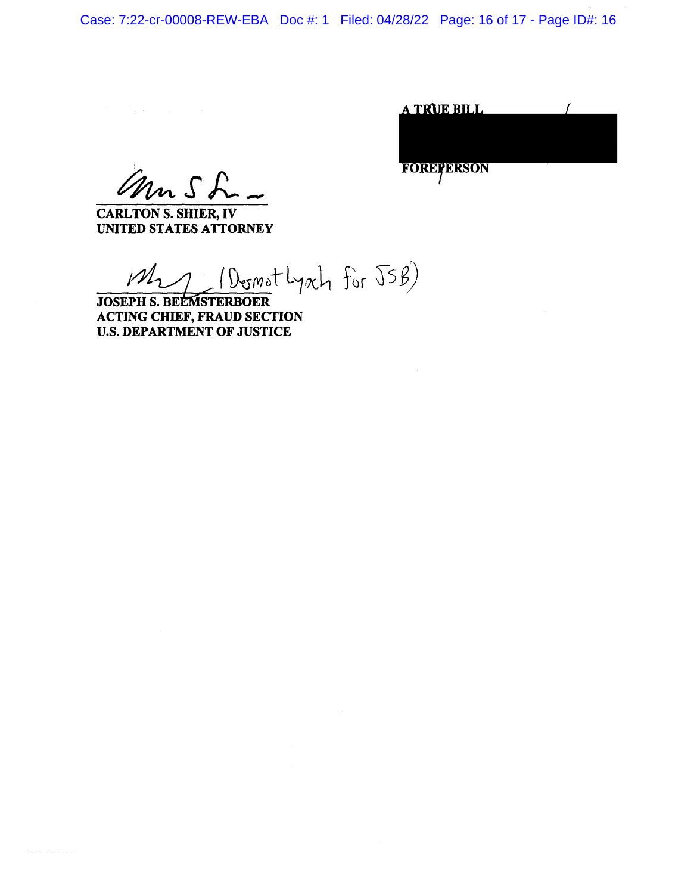A TRUE BILL

[REDACTED]

FOREPERSON

Carlton S. Shier

**CARLTON S. SHIER, IV**
**UNITED STATES ATTORNEY**

(Dermot Lynch for JSB)

**JOSEPH S. BEEMSTERBOER**
**ACTING CHIEF, FRAUD SECTION**
**U.S. DEPARTMENT OF JUSTICE**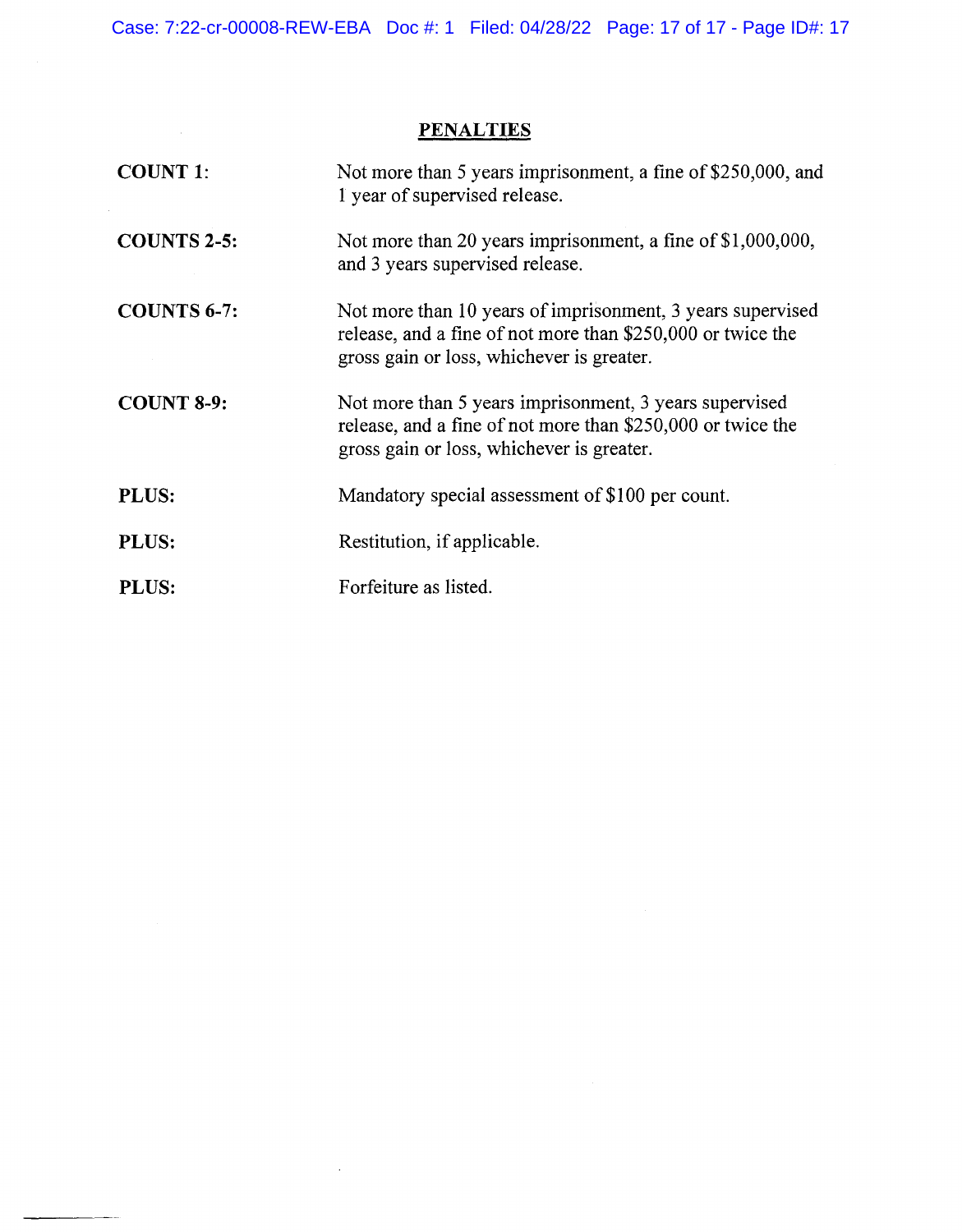## PENALTIES

| | |
|---|---|
| **COUNT 1:** | Not more than 5 years imprisonment, a fine of $250,000, and 1 year of supervised release. |
| **COUNTS 2-5:** | Not more than 20 years imprisonment, a fine of $1,000,000, and 3 years supervised release. |
| **COUNTS 6-7:** | Not more than 10 years of imprisonment, 3 years supervised release, and a fine of not more than $250,000 or twice the gross gain or loss, whichever is greater. |
| **COUNT 8-9:** | Not more than 5 years imprisonment, 3 years supervised release, and a fine of not more than $250,000 or twice the gross gain or loss, whichever is greater. |
| **PLUS:** | Mandatory special assessment of $100 per count. |
| **PLUS:** | Restitution, if applicable. |
| **PLUS:** | Forfeiture as listed. |